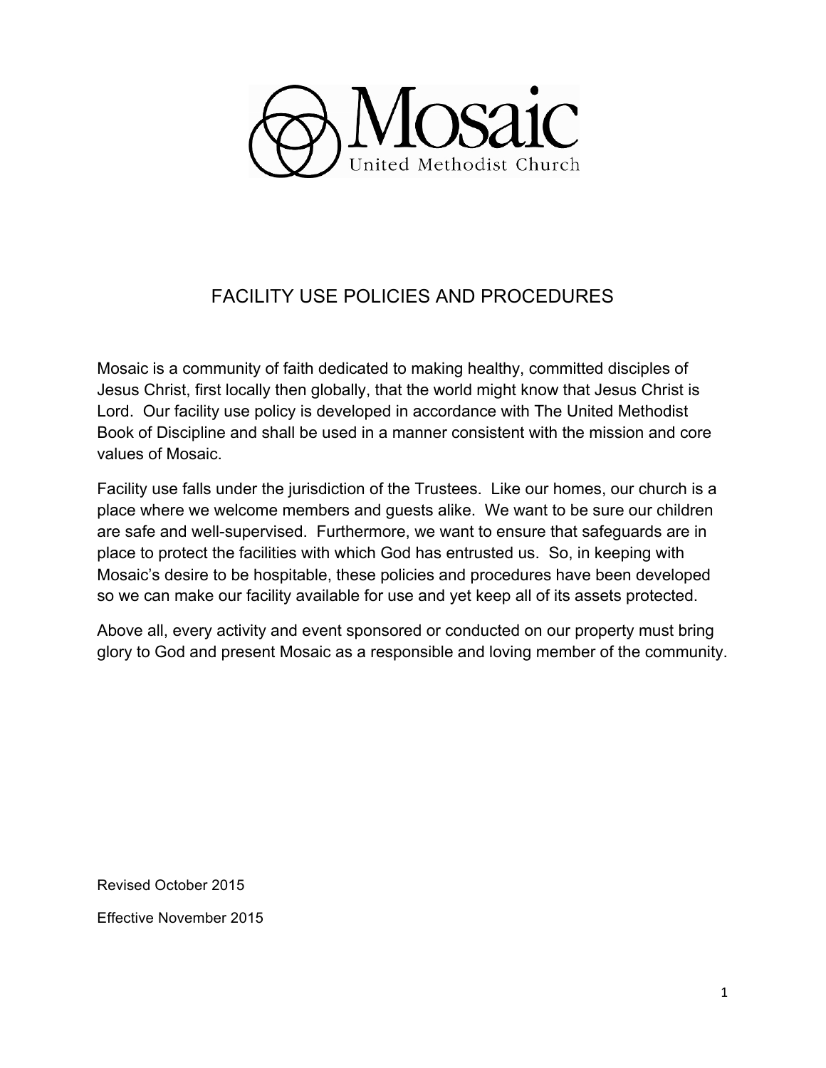Mosaic

United Methodist Church

# FACILITY USE POLICIES AND PROCEDURES

Mosaic is a community of faith dedicated to making healthy, committed disciples of Jesus Christ, first locally then globally, that the world might know that Jesus Christ is Lord. Our facility use policy is developed in accordance with The United Methodist Book of Discipline and shall be used in a manner consistent with the mission and core values of Mosaic.

Facility use falls under the jurisdiction of the Trustees. Like our homes, our church is a place where we welcome members and guests alike. We want to be sure our children are safe and well-supervised. Furthermore, we want to ensure that safeguards are in place to protect the facilities with which God has entrusted us. So, in keeping with Mosaic's desire to be hospitable, these policies and procedures have been developed so we can make our facility available for use and yet keep all of its assets protected.

Above all, every activity and event sponsored or conducted on our property must bring glory to God and present Mosaic as a responsible and loving member of the community.

Revised October 2015

Effective November 2015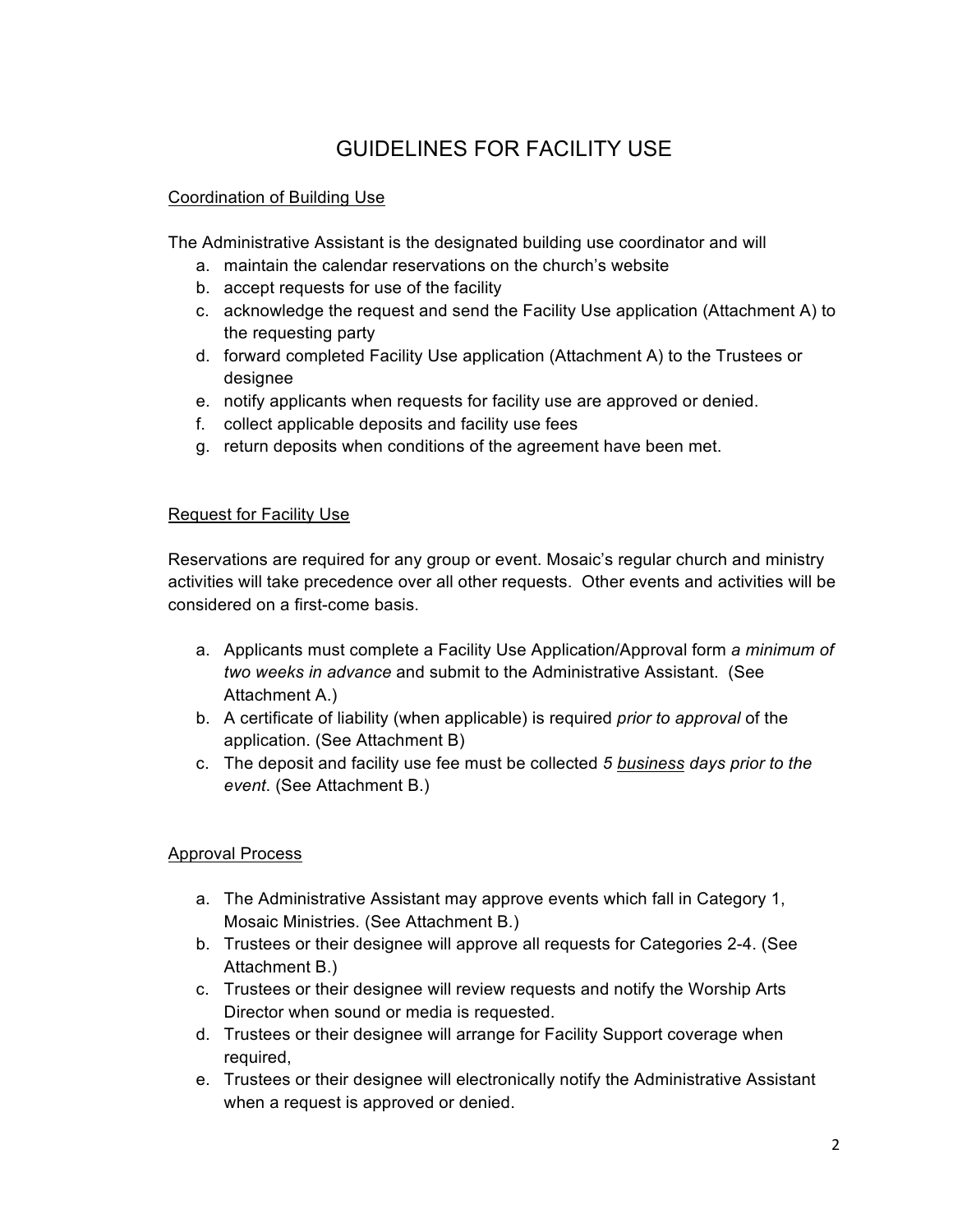# GUIDELINES FOR FACILITY USE

Coordination of Building Use

The Administrative Assistant is the designated building use coordinator and will

a. maintain the calendar reservations on the church's website
b. accept requests for use of the facility
c. acknowledge the request and send the Facility Use application (Attachment A) to the requesting party
d. forward completed Facility Use application (Attachment A) to the Trustees or designee
e. notify applicants when requests for facility use are approved or denied.
f. collect applicable deposits and facility use fees
g. return deposits when conditions of the agreement have been met.

Request for Facility Use

Reservations are required for any group or event. Mosaic's regular church and ministry activities will take precedence over all other requests. Other events and activities will be considered on a first-come basis.

a. Applicants must complete a Facility Use Application/Approval form *a minimum of two weeks in advance* and submit to the Administrative Assistant. (See Attachment A.)
b. A certificate of liability (when applicable) is required *prior to approval* of the application. (See Attachment B)
c. The deposit and facility use fee must be collected *5 business days prior to the event*. (See Attachment B.)

Approval Process

a. The Administrative Assistant may approve events which fall in Category 1, Mosaic Ministries. (See Attachment B.)
b. Trustees or their designee will approve all requests for Categories 2-4. (See Attachment B.)
c. Trustees or their designee will review requests and notify the Worship Arts Director when sound or media is requested.
d. Trustees or their designee will arrange for Facility Support coverage when required,
e. Trustees or their designee will electronically notify the Administrative Assistant when a request is approved or denied.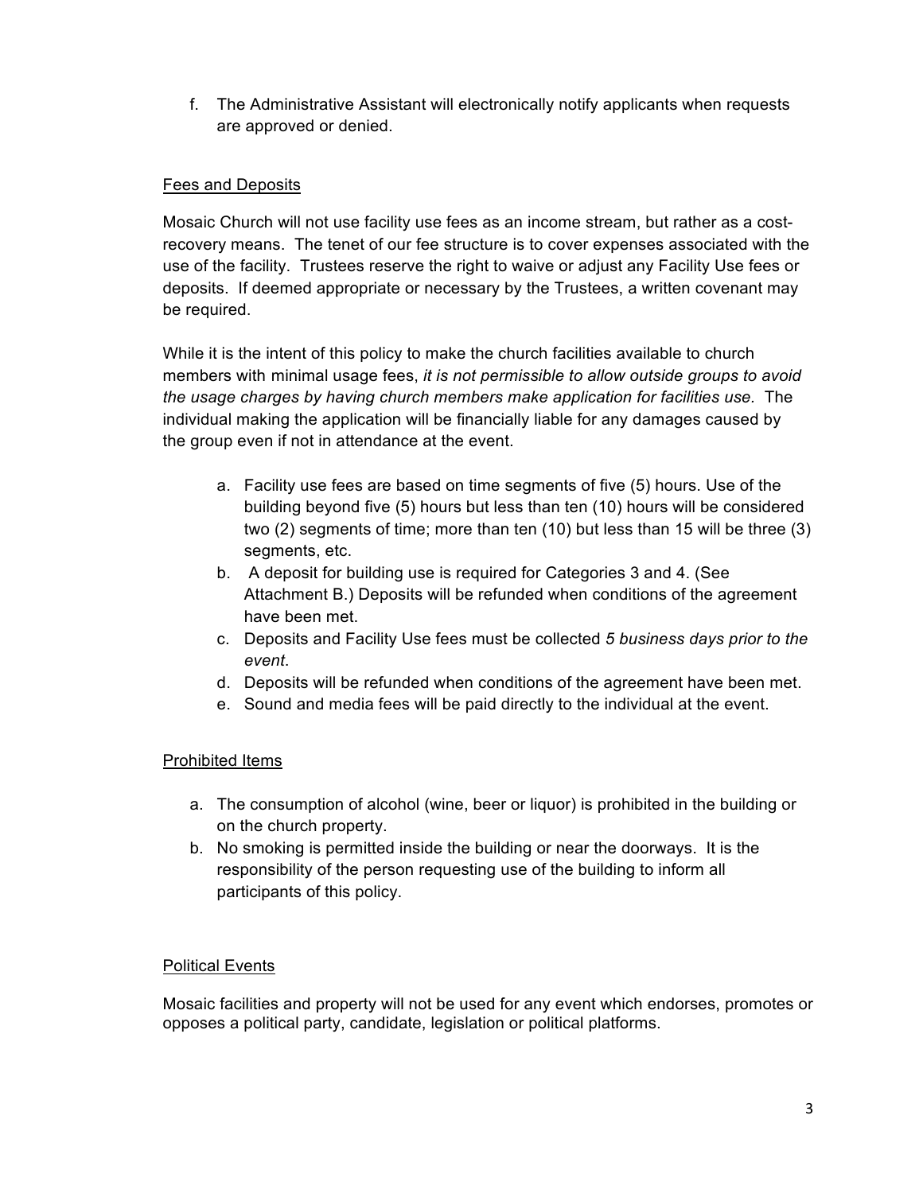f. The Administrative Assistant will electronically notify applicants when requests are approved or denied.

## Fees and Deposits

Mosaic Church will not use facility use fees as an income stream, but rather as a cost-recovery means. The tenet of our fee structure is to cover expenses associated with the use of the facility. Trustees reserve the right to waive or adjust any Facility Use fees or deposits. If deemed appropriate or necessary by the Trustees, a written covenant may be required.

While it is the intent of this policy to make the church facilities available to church members with minimal usage fees, *it is not permissible to allow outside groups to avoid the usage charges by having church members make application for facilities use*. The individual making the application will be financially liable for any damages caused by the group even if not in attendance at the event.

a. Facility use fees are based on time segments of five (5) hours. Use of the building beyond five (5) hours but less than ten (10) hours will be considered two (2) segments of time; more than ten (10) but less than 15 will be three (3) segments, etc.
b. A deposit for building use is required for Categories 3 and 4. (See Attachment B.) Deposits will be refunded when conditions of the agreement have been met.
c. Deposits and Facility Use fees must be collected *5 business days prior to the event*.
d. Deposits will be refunded when conditions of the agreement have been met.
e. Sound and media fees will be paid directly to the individual at the event.

## Prohibited Items

a. The consumption of alcohol (wine, beer or liquor) is prohibited in the building or on the church property.
b. No smoking is permitted inside the building or near the doorways. It is the responsibility of the person requesting use of the building to inform all participants of this policy.

## Political Events

Mosaic facilities and property will not be used for any event which endorses, promotes or opposes a political party, candidate, legislation or political platforms.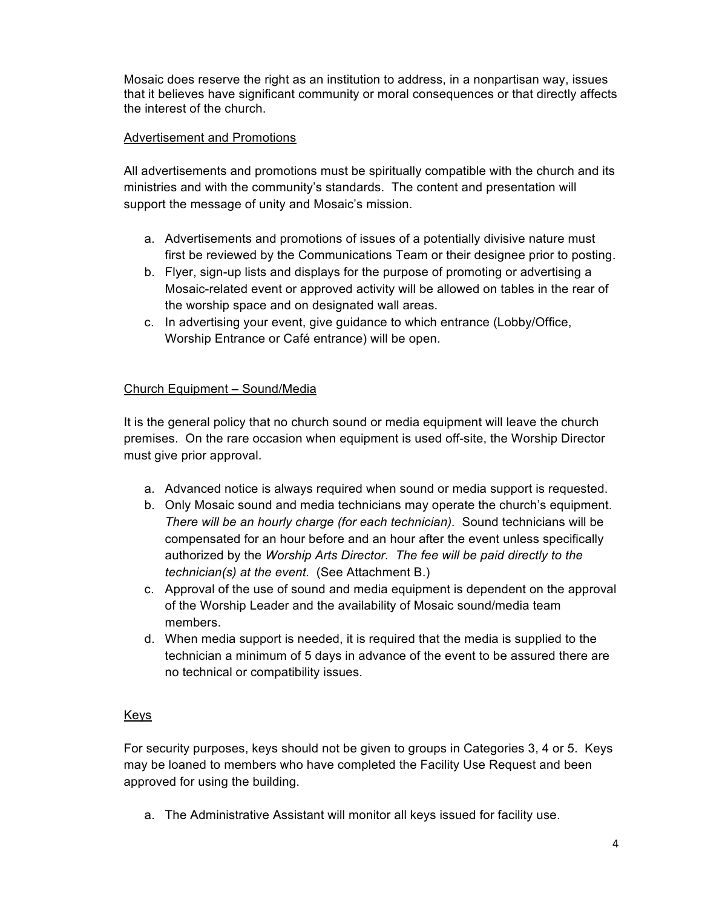Mosaic does reserve the right as an institution to address, in a nonpartisan way, issues that it believes have significant community or moral consequences or that directly affects the interest of the church.

## Advertisement and Promotions

All advertisements and promotions must be spiritually compatible with the church and its ministries and with the community's standards. The content and presentation will support the message of unity and Mosaic's mission.

a. Advertisements and promotions of issues of a potentially divisive nature must first be reviewed by the Communications Team or their designee prior to posting.
b. Flyer, sign-up lists and displays for the purpose of promoting or advertising a Mosaic-related event or approved activity will be allowed on tables in the rear of the worship space and on designated wall areas.
c. In advertising your event, give guidance to which entrance (Lobby/Office, Worship Entrance or Café entrance) will be open.

## Church Equipment – Sound/Media

It is the general policy that no church sound or media equipment will leave the church premises. On the rare occasion when equipment is used off-site, the Worship Director must give prior approval.

a. Advanced notice is always required when sound or media support is requested.
b. Only Mosaic sound and media technicians may operate the church's equipment. *There will be an hourly charge (for each technician).* Sound technicians will be compensated for an hour before and an hour after the event unless specifically authorized by the *Worship Arts Director. The fee will be paid directly to the technician(s) at the event.* (See Attachment B.)
c. Approval of the use of sound and media equipment is dependent on the approval of the Worship Leader and the availability of Mosaic sound/media team members.
d. When media support is needed, it is required that the media is supplied to the technician a minimum of 5 days in advance of the event to be assured there are no technical or compatibility issues.

## Keys

For security purposes, keys should not be given to groups in Categories 3, 4 or 5. Keys may be loaned to members who have completed the Facility Use Request and been approved for using the building.

a. The Administrative Assistant will monitor all keys issued for facility use.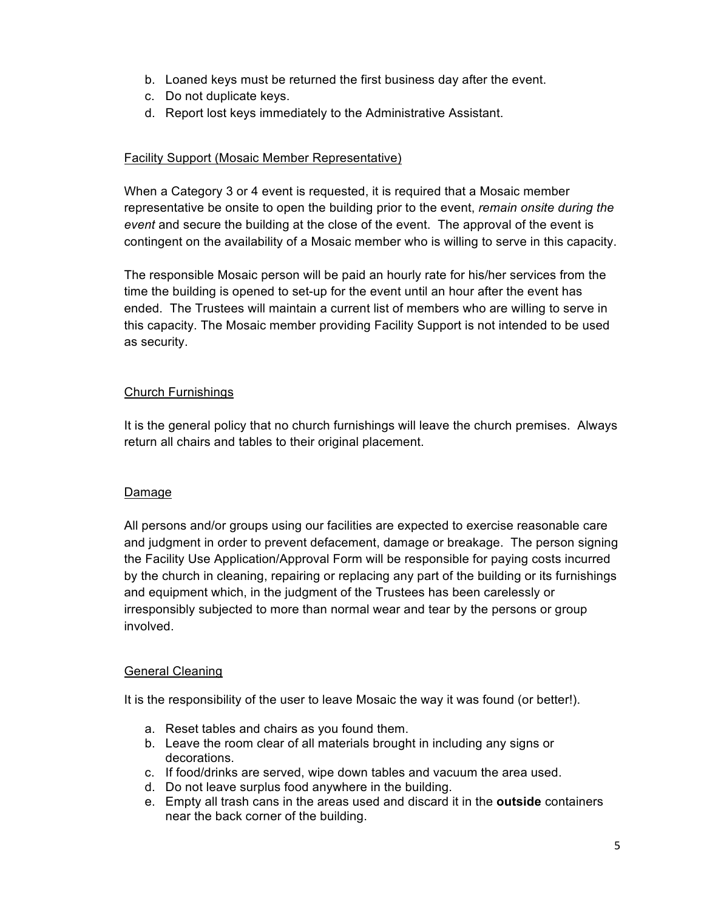b. Loaned keys must be returned the first business day after the event.
c. Do not duplicate keys.
d. Report lost keys immediately to the Administrative Assistant.

Facility Support (Mosaic Member Representative)

When a Category 3 or 4 event is requested, it is required that a Mosaic member representative be onsite to open the building prior to the event, *remain onsite during the event* and secure the building at the close of the event. The approval of the event is contingent on the availability of a Mosaic member who is willing to serve in this capacity.

The responsible Mosaic person will be paid an hourly rate for his/her services from the time the building is opened to set-up for the event until an hour after the event has ended. The Trustees will maintain a current list of members who are willing to serve in this capacity. The Mosaic member providing Facility Support is not intended to be used as security.

Church Furnishings

It is the general policy that no church furnishings will leave the church premises. Always return all chairs and tables to their original placement.

Damage

All persons and/or groups using our facilities are expected to exercise reasonable care and judgment in order to prevent defacement, damage or breakage. The person signing the Facility Use Application/Approval Form will be responsible for paying costs incurred by the church in cleaning, repairing or replacing any part of the building or its furnishings and equipment which, in the judgment of the Trustees has been carelessly or irresponsibly subjected to more than normal wear and tear by the persons or group involved.

General Cleaning

It is the responsibility of the user to leave Mosaic the way it was found (or better!).

a. Reset tables and chairs as you found them.
b. Leave the room clear of all materials brought in including any signs or decorations.
c. If food/drinks are served, wipe down tables and vacuum the area used.
d. Do not leave surplus food anywhere in the building.
e. Empty all trash cans in the areas used and discard it in the **outside** containers near the back corner of the building.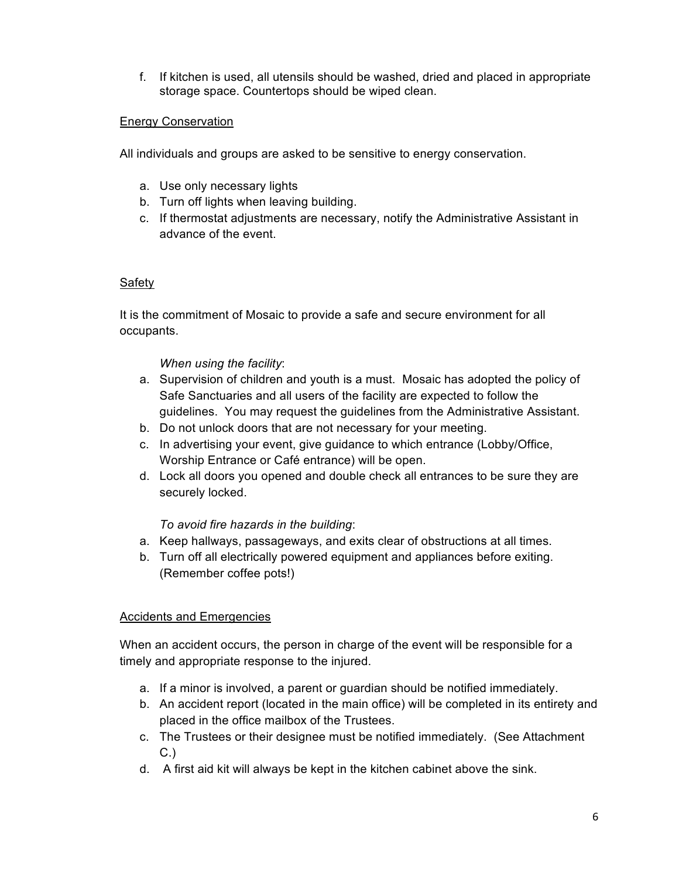f. If kitchen is used, all utensils should be washed, dried and placed in appropriate storage space. Countertops should be wiped clean.

<u>Energy Conservation</u>

All individuals and groups are asked to be sensitive to energy conservation.

a. Use only necessary lights
b. Turn off lights when leaving building.
c. If thermostat adjustments are necessary, notify the Administrative Assistant in advance of the event.

<u>Safety</u>

It is the commitment of Mosaic to provide a safe and secure environment for all occupants.

*When using the facility*:

a. Supervision of children and youth is a must. Mosaic has adopted the policy of Safe Sanctuaries and all users of the facility are expected to follow the guidelines. You may request the guidelines from the Administrative Assistant.
b. Do not unlock doors that are not necessary for your meeting.
c. In advertising your event, give guidance to which entrance (Lobby/Office, Worship Entrance or Café entrance) will be open.
d. Lock all doors you opened and double check all entrances to be sure they are securely locked.

*To avoid fire hazards in the building*:

a. Keep hallways, passageways, and exits clear of obstructions at all times.
b. Turn off all electrically powered equipment and appliances before exiting. (Remember coffee pots!)

<u>Accidents and Emergencies</u>

When an accident occurs, the person in charge of the event will be responsible for a timely and appropriate response to the injured.

a. If a minor is involved, a parent or guardian should be notified immediately.
b. An accident report (located in the main office) will be completed in its entirety and placed in the office mailbox of the Trustees.
c. The Trustees or their designee must be notified immediately. (See Attachment C.)
d. A first aid kit will always be kept in the kitchen cabinet above the sink.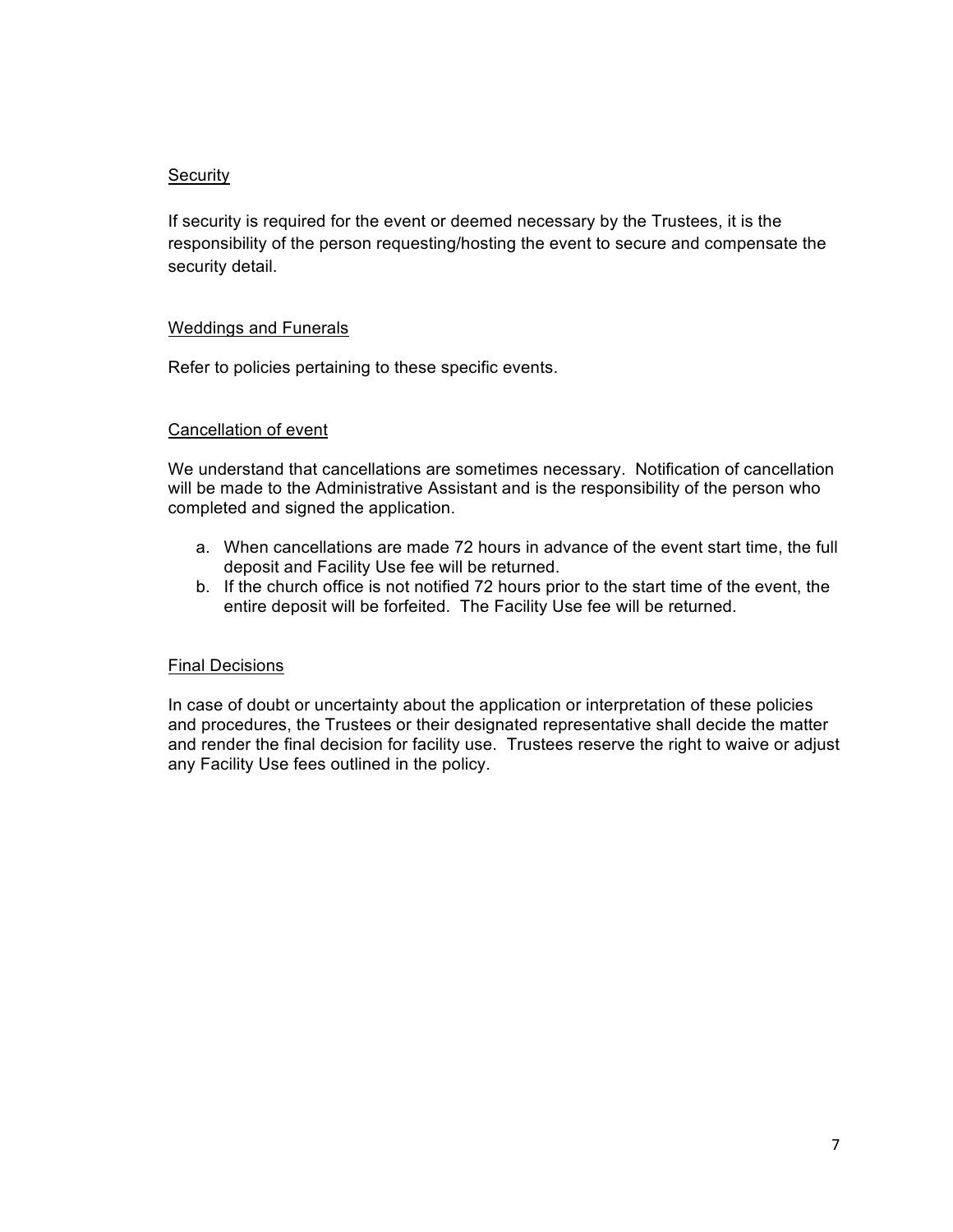## Security

If security is required for the event or deemed necessary by the Trustees, it is the responsibility of the person requesting/hosting the event to secure and compensate the security detail.

## Weddings and Funerals

Refer to policies pertaining to these specific events.

## Cancellation of event

We understand that cancellations are sometimes necessary. Notification of cancellation will be made to the Administrative Assistant and is the responsibility of the person who completed and signed the application.

a. When cancellations are made 72 hours in advance of the event start time, the full deposit and Facility Use fee will be returned.
b. If the church office is not notified 72 hours prior to the start time of the event, the entire deposit will be forfeited. The Facility Use fee will be returned.

## Final Decisions

In case of doubt or uncertainty about the application or interpretation of these policies and procedures, the Trustees or their designated representative shall decide the matter and render the final decision for facility use. Trustees reserve the right to waive or adjust any Facility Use fees outlined in the policy.